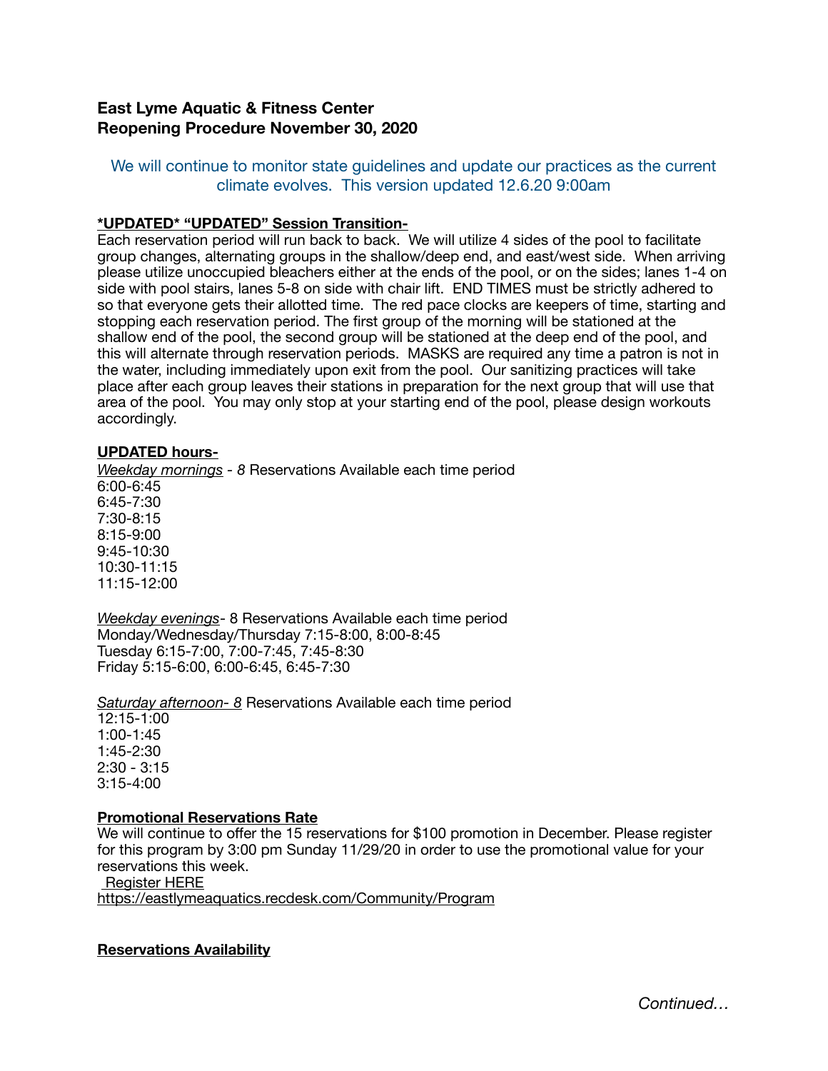# East Lyme Aquatic & Fitness Center
# Reopening Procedure November 30, 2020

We will continue to monitor state guidelines and update our practices as the current climate evolves. This version updated 12.6.20 9:00am

**\*UPDATED\* "UPDATED" Session Transition-**

Each reservation period will run back to back. We will utilize 4 sides of the pool to facilitate group changes, alternating groups in the shallow/deep end, and east/west side. When arriving please utilize unoccupied bleachers either at the ends of the pool, or on the sides; lanes 1-4 on side with pool stairs, lanes 5-8 on side with chair lift. END TIMES must be strictly adhered to so that everyone gets their allotted time. The red pace clocks are keepers of time, starting and stopping each reservation period. The first group of the morning will be stationed at the shallow end of the pool, the second group will be stationed at the deep end of the pool, and this will alternate through reservation periods. MASKS are required any time a patron is not in the water, including immediately upon exit from the pool. Our sanitizing practices will take place after each group leaves their stations in preparation for the next group that will use that area of the pool. You may only stop at your starting end of the pool, please design workouts accordingly.

**UPDATED hours-**

*Weekday mornings - 8* Reservations Available each time period
6:00-6:45
6:45-7:30
7:30-8:15
8:15-9:00
9:45-10:30
10:30-11:15
11:15-12:00

*Weekday evenings*- 8 Reservations Available each time period
Monday/Wednesday/Thursday 7:15-8:00, 8:00-8:45
Tuesday 6:15-7:00, 7:00-7:45, 7:45-8:30
Friday 5:15-6:00, 6:00-6:45, 6:45-7:30

*Saturday afternoon- 8* Reservations Available each time period
12:15-1:00
1:00-1:45
1:45-2:30
2:30 - 3:15
3:15-4:00

**Promotional Reservations Rate**

We will continue to offer the 15 reservations for $100 promotion in December. Please register for this program by 3:00 pm Sunday 11/29/20 in order to use the promotional value for your reservations this week.
Register HERE
https://eastlymeaquatics.recdesk.com/Community/Program

**Reservations Availability**

*Continued…*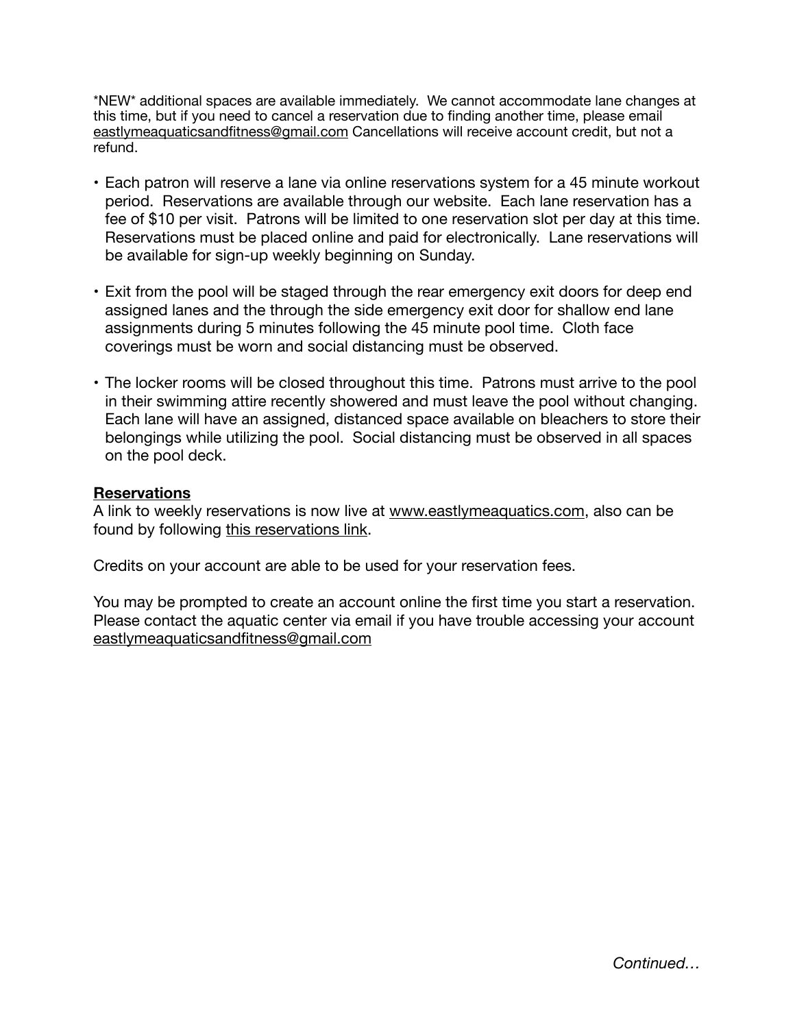*NEW* additional spaces are available immediately. We cannot accommodate lane changes at this time, but if you need to cancel a reservation due to finding another time, please email eastlymeaquaticsandfitness@gmail.com Cancellations will receive account credit, but not a refund.

- Each patron will reserve a lane via online reservations system for a 45 minute workout period. Reservations are available through our website. Each lane reservation has a fee of $10 per visit. Patrons will be limited to one reservation slot per day at this time. Reservations must be placed online and paid for electronically. Lane reservations will be available for sign-up weekly beginning on Sunday.

- Exit from the pool will be staged through the rear emergency exit doors for deep end assigned lanes and the through the side emergency exit door for shallow end lane assignments during 5 minutes following the 45 minute pool time. Cloth face coverings must be worn and social distancing must be observed.

- The locker rooms will be closed throughout this time. Patrons must arrive to the pool in their swimming attire recently showered and must leave the pool without changing. Each lane will have an assigned, distanced space available on bleachers to store their belongings while utilizing the pool. Social distancing must be observed in all spaces on the pool deck.

**Reservations**

A link to weekly reservations is now live at www.eastlymeaquatics.com, also can be found by following this reservations link.

Credits on your account are able to be used for your reservation fees.

You may be prompted to create an account online the first time you start a reservation. Please contact the aquatic center via email if you have trouble accessing your account eastlymeaquaticsandfitness@gmail.com

*Continued…*